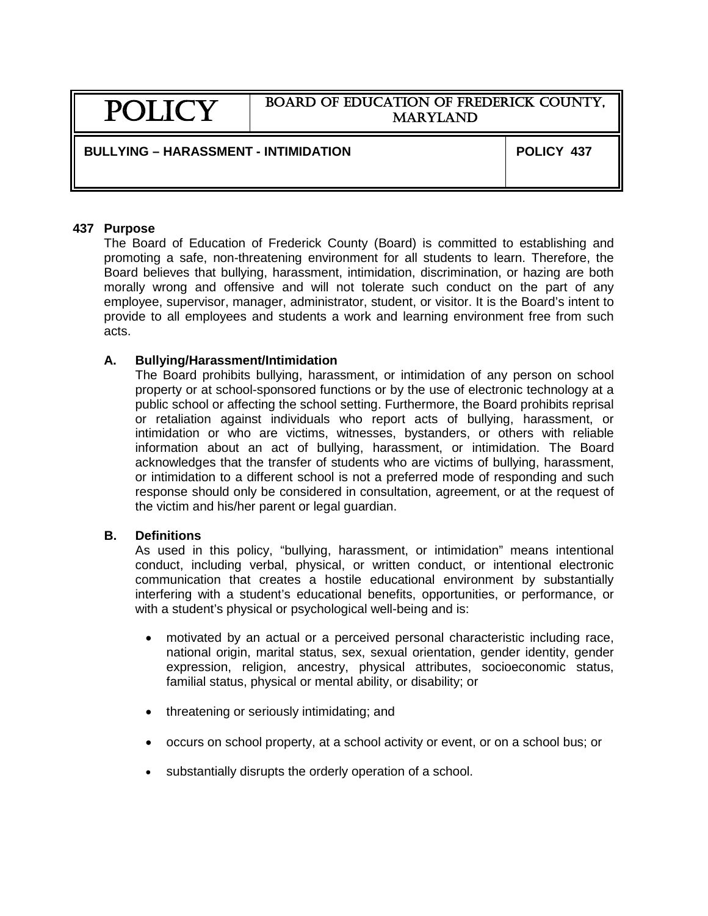| POLICY | BOARD OF EDUCATION OF FREDERICK COUNTY, MARYLAND |
|---|---|
| **BULLYING – HARASSMENT - INTIMIDATION** | **POLICY 437** |

## 437 Purpose

The Board of Education of Frederick County (Board) is committed to establishing and promoting a safe, non-threatening environment for all students to learn. Therefore, the Board believes that bullying, harassment, intimidation, discrimination, or hazing are both morally wrong and offensive and will not tolerate such conduct on the part of any employee, supervisor, manager, administrator, student, or visitor. It is the Board's intent to provide to all employees and students a work and learning environment free from such acts.

### A. Bullying/Harassment/Intimidation

The Board prohibits bullying, harassment, or intimidation of any person on school property or at school-sponsored functions or by the use of electronic technology at a public school or affecting the school setting. Furthermore, the Board prohibits reprisal or retaliation against individuals who report acts of bullying, harassment, or intimidation or who are victims, witnesses, bystanders, or others with reliable information about an act of bullying, harassment, or intimidation. The Board acknowledges that the transfer of students who are victims of bullying, harassment, or intimidation to a different school is not a preferred mode of responding and such response should only be considered in consultation, agreement, or at the request of the victim and his/her parent or legal guardian.

### B. Definitions

As used in this policy, "bullying, harassment, or intimidation" means intentional conduct, including verbal, physical, or written conduct, or intentional electronic communication that creates a hostile educational environment by substantially interfering with a student's educational benefits, opportunities, or performance, or with a student's physical or psychological well-being and is:

- motivated by an actual or a perceived personal characteristic including race, national origin, marital status, sex, sexual orientation, gender identity, gender expression, religion, ancestry, physical attributes, socioeconomic status, familial status, physical or mental ability, or disability; or

- threatening or seriously intimidating; and

- occurs on school property, at a school activity or event, or on a school bus; or

- substantially disrupts the orderly operation of a school.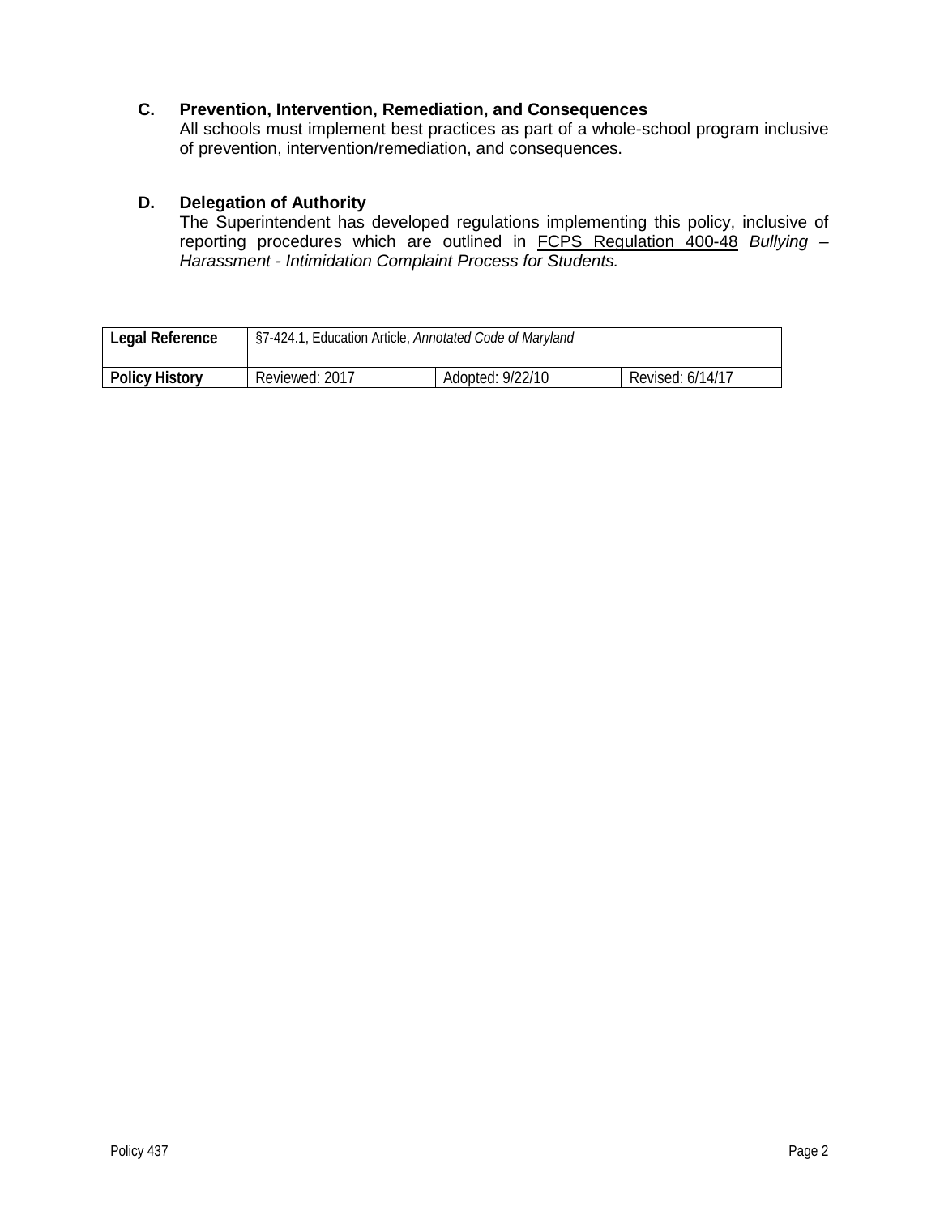### C. Prevention, Intervention, Remediation, and Consequences

All schools must implement best practices as part of a whole-school program inclusive of prevention, intervention/remediation, and consequences.

### D. Delegation of Authority

The Superintendent has developed regulations implementing this policy, inclusive of reporting procedures which are outlined in FCPS Regulation 400-48 *Bullying – Harassment - Intimidation Complaint Process for Students.*

| | | | |
|---|---|---|---|
| **Legal Reference** | §7-424.1, Education Article, *Annotated Code of Maryland* | | |
| | | | |
| **Policy History** | Reviewed: 2017 | Adopted: 9/22/10 | Revised: 6/14/17 |